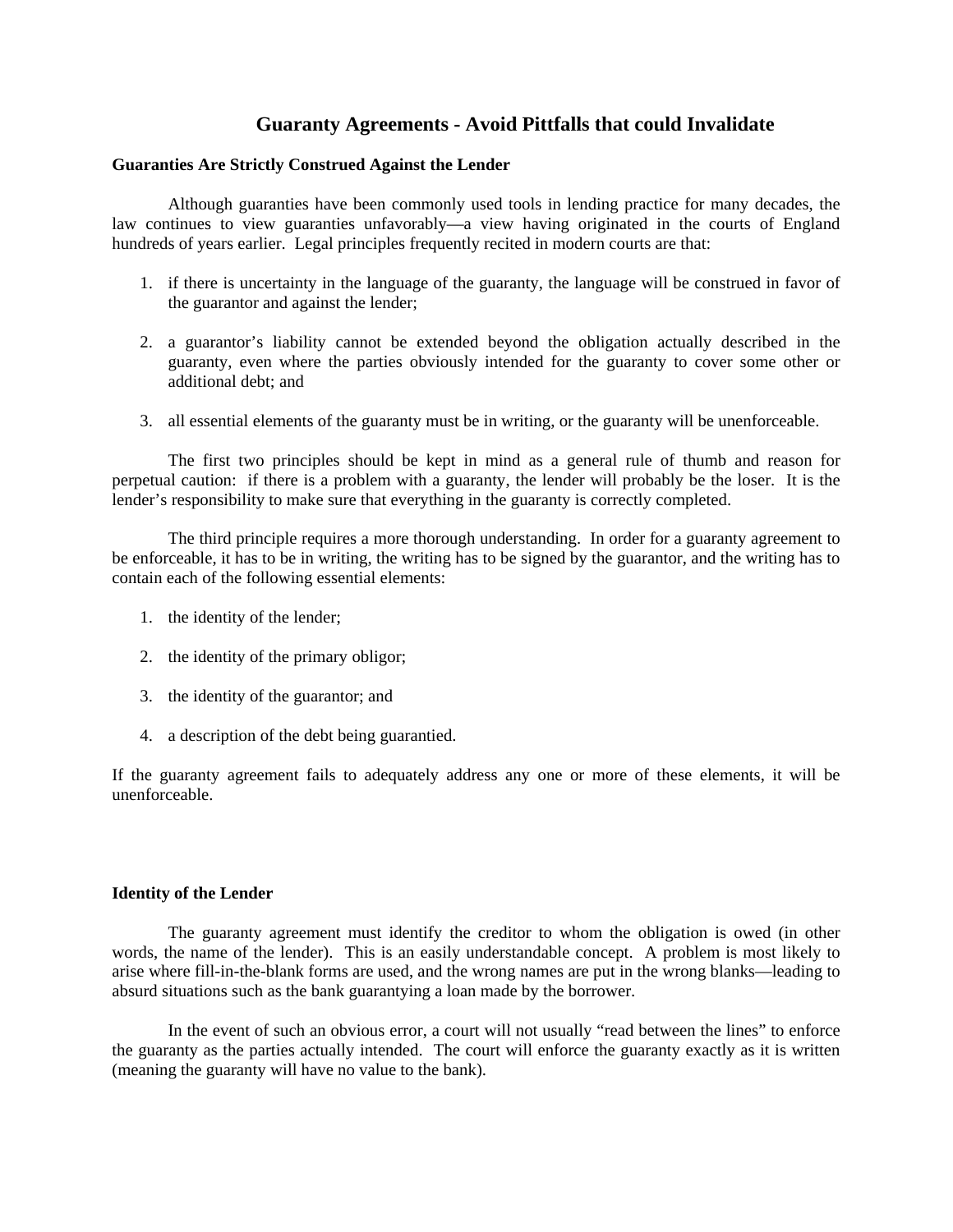# Guaranty Agreements - Avoid Pittfalls that could Invalidate

### Guaranties Are Strictly Construed Against the Lender

Although guaranties have been commonly used tools in lending practice for many decades, the law continues to view guaranties unfavorably—a view having originated in the courts of England hundreds of years earlier. Legal principles frequently recited in modern courts are that:

1. if there is uncertainty in the language of the guaranty, the language will be construed in favor of the guarantor and against the lender;

2. a guarantor's liability cannot be extended beyond the obligation actually described in the guaranty, even where the parties obviously intended for the guaranty to cover some other or additional debt; and

3. all essential elements of the guaranty must be in writing, or the guaranty will be unenforceable.

The first two principles should be kept in mind as a general rule of thumb and reason for perpetual caution: if there is a problem with a guaranty, the lender will probably be the loser. It is the lender's responsibility to make sure that everything in the guaranty is correctly completed.

The third principle requires a more thorough understanding. In order for a guaranty agreement to be enforceable, it has to be in writing, the writing has to be signed by the guarantor, and the writing has to contain each of the following essential elements:

1. the identity of the lender;

2. the identity of the primary obligor;

3. the identity of the guarantor; and

4. a description of the debt being guarantied.

If the guaranty agreement fails to adequately address any one or more of these elements, it will be unenforceable.

### Identity of the Lender

The guaranty agreement must identify the creditor to whom the obligation is owed (in other words, the name of the lender). This is an easily understandable concept. A problem is most likely to arise where fill-in-the-blank forms are used, and the wrong names are put in the wrong blanks—leading to absurd situations such as the bank guarantying a loan made by the borrower.

In the event of such an obvious error, a court will not usually "read between the lines" to enforce the guaranty as the parties actually intended. The court will enforce the guaranty exactly as it is written (meaning the guaranty will have no value to the bank).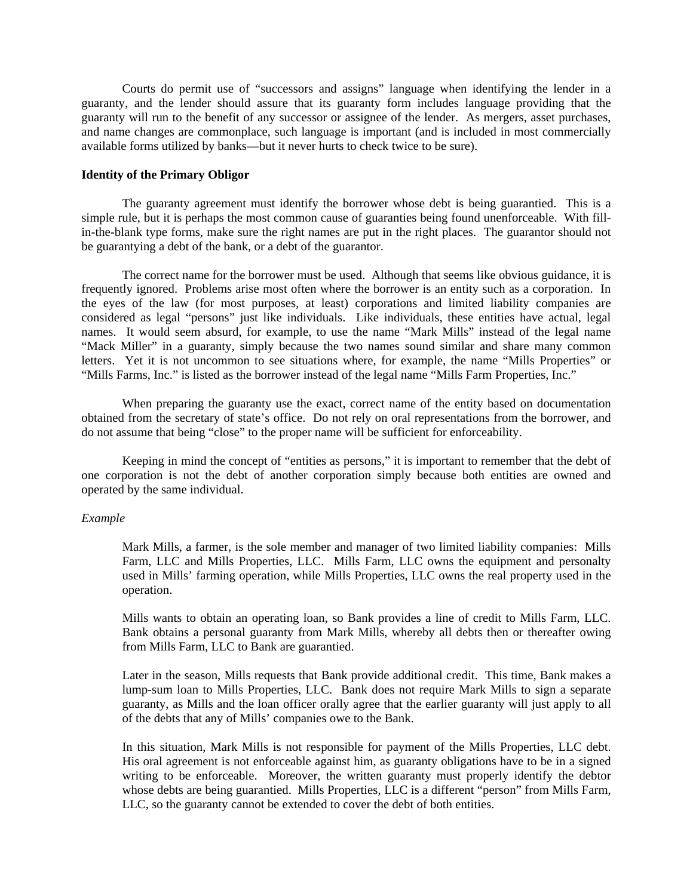Courts do permit use of "successors and assigns" language when identifying the lender in a guaranty, and the lender should assure that its guaranty form includes language providing that the guaranty will run to the benefit of any successor or assignee of the lender. As mergers, asset purchases, and name changes are commonplace, such language is important (and is included in most commercially available forms utilized by banks—but it never hurts to check twice to be sure).

**Identity of the Primary Obligor**

The guaranty agreement must identify the borrower whose debt is being guarantied. This is a simple rule, but it is perhaps the most common cause of guaranties being found unenforceable. With fill-in-the-blank type forms, make sure the right names are put in the right places. The guarantor should not be guarantying a debt of the bank, or a debt of the guarantor.

The correct name for the borrower must be used. Although that seems like obvious guidance, it is frequently ignored. Problems arise most often where the borrower is an entity such as a corporation. In the eyes of the law (for most purposes, at least) corporations and limited liability companies are considered as legal "persons" just like individuals. Like individuals, these entities have actual, legal names. It would seem absurd, for example, to use the name "Mark Mills" instead of the legal name "Mack Miller" in a guaranty, simply because the two names sound similar and share many common letters. Yet it is not uncommon to see situations where, for example, the name "Mills Properties" or "Mills Farms, Inc." is listed as the borrower instead of the legal name "Mills Farm Properties, Inc."

When preparing the guaranty use the exact, correct name of the entity based on documentation obtained from the secretary of state's office. Do not rely on oral representations from the borrower, and do not assume that being "close" to the proper name will be sufficient for enforceability.

Keeping in mind the concept of "entities as persons," it is important to remember that the debt of one corporation is not the debt of another corporation simply because both entities are owned and operated by the same individual.

*Example*

> Mark Mills, a farmer, is the sole member and manager of two limited liability companies: Mills Farm, LLC and Mills Properties, LLC. Mills Farm, LLC owns the equipment and personalty used in Mills' farming operation, while Mills Properties, LLC owns the real property used in the operation.
>
> Mills wants to obtain an operating loan, so Bank provides a line of credit to Mills Farm, LLC. Bank obtains a personal guaranty from Mark Mills, whereby all debts then or thereafter owing from Mills Farm, LLC to Bank are guarantied.
>
> Later in the season, Mills requests that Bank provide additional credit. This time, Bank makes a lump-sum loan to Mills Properties, LLC. Bank does not require Mark Mills to sign a separate guaranty, as Mills and the loan officer orally agree that the earlier guaranty will just apply to all of the debts that any of Mills' companies owe to the Bank.
>
> In this situation, Mark Mills is not responsible for payment of the Mills Properties, LLC debt. His oral agreement is not enforceable against him, as guaranty obligations have to be in a signed writing to be enforceable. Moreover, the written guaranty must properly identify the debtor whose debts are being guarantied. Mills Properties, LLC is a different "person" from Mills Farm, LLC, so the guaranty cannot be extended to cover the debt of both entities.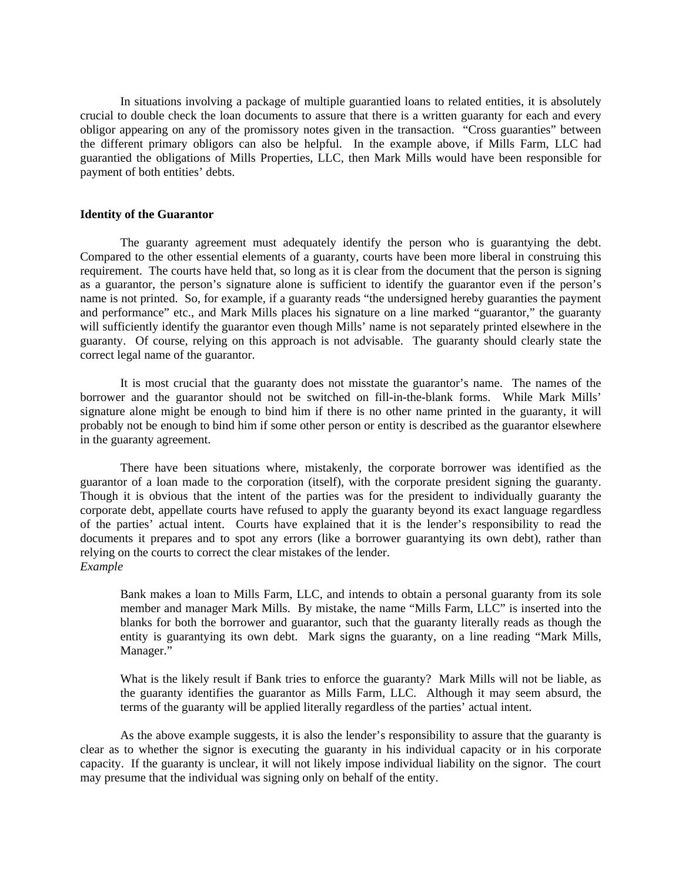In situations involving a package of multiple guarantied loans to related entities, it is absolutely crucial to double check the loan documents to assure that there is a written guaranty for each and every obligor appearing on any of the promissory notes given in the transaction. "Cross guaranties" between the different primary obligors can also be helpful. In the example above, if Mills Farm, LLC had guarantied the obligations of Mills Properties, LLC, then Mark Mills would have been responsible for payment of both entities' debts.

**Identity of the Guarantor**

The guaranty agreement must adequately identify the person who is guarantying the debt. Compared to the other essential elements of a guaranty, courts have been more liberal in construing this requirement. The courts have held that, so long as it is clear from the document that the person is signing as a guarantor, the person's signature alone is sufficient to identify the guarantor even if the person's name is not printed. So, for example, if a guaranty reads "the undersigned hereby guaranties the payment and performance" etc., and Mark Mills places his signature on a line marked "guarantor," the guaranty will sufficiently identify the guarantor even though Mills' name is not separately printed elsewhere in the guaranty. Of course, relying on this approach is not advisable. The guaranty should clearly state the correct legal name of the guarantor.

It is most crucial that the guaranty does not misstate the guarantor's name. The names of the borrower and the guarantor should not be switched on fill-in-the-blank forms. While Mark Mills' signature alone might be enough to bind him if there is no other name printed in the guaranty, it will probably not be enough to bind him if some other person or entity is described as the guarantor elsewhere in the guaranty agreement.

There have been situations where, mistakenly, the corporate borrower was identified as the guarantor of a loan made to the corporation (itself), with the corporate president signing the guaranty. Though it is obvious that the intent of the parties was for the president to individually guaranty the corporate debt, appellate courts have refused to apply the guaranty beyond its exact language regardless of the parties' actual intent. Courts have explained that it is the lender's responsibility to read the documents it prepares and to spot any errors (like a borrower guarantying its own debt), rather than relying on the courts to correct the clear mistakes of the lender.

*Example*

> Bank makes a loan to Mills Farm, LLC, and intends to obtain a personal guaranty from its sole member and manager Mark Mills. By mistake, the name "Mills Farm, LLC" is inserted into the blanks for both the borrower and guarantor, such that the guaranty literally reads as though the entity is guarantying its own debt. Mark signs the guaranty, on a line reading "Mark Mills, Manager."
>
> What is the likely result if Bank tries to enforce the guaranty? Mark Mills will not be liable, as the guaranty identifies the guarantor as Mills Farm, LLC. Although it may seem absurd, the terms of the guaranty will be applied literally regardless of the parties' actual intent.

As the above example suggests, it is also the lender's responsibility to assure that the guaranty is clear as to whether the signor is executing the guaranty in his individual capacity or in his corporate capacity. If the guaranty is unclear, it will not likely impose individual liability on the signor. The court may presume that the individual was signing only on behalf of the entity.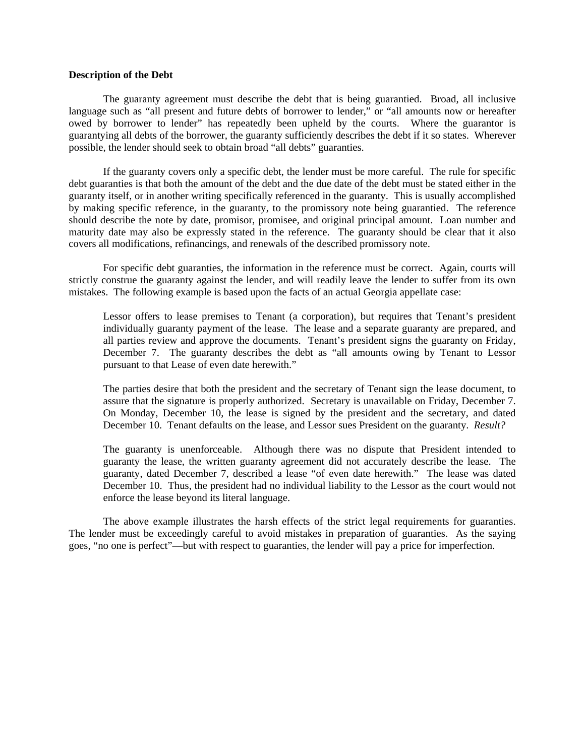**Description of the Debt**

The guaranty agreement must describe the debt that is being guarantied. Broad, all inclusive language such as "all present and future debts of borrower to lender," or "all amounts now or hereafter owed by borrower to lender" has repeatedly been upheld by the courts. Where the guarantor is guarantying all debts of the borrower, the guaranty sufficiently describes the debt if it so states. Wherever possible, the lender should seek to obtain broad "all debts" guaranties.

If the guaranty covers only a specific debt, the lender must be more careful. The rule for specific debt guaranties is that both the amount of the debt and the due date of the debt must be stated either in the guaranty itself, or in another writing specifically referenced in the guaranty. This is usually accomplished by making specific reference, in the guaranty, to the promissory note being guarantied. The reference should describe the note by date, promisor, promisee, and original principal amount. Loan number and maturity date may also be expressly stated in the reference. The guaranty should be clear that it also covers all modifications, refinancings, and renewals of the described promissory note.

For specific debt guaranties, the information in the reference must be correct. Again, courts will strictly construe the guaranty against the lender, and will readily leave the lender to suffer from its own mistakes. The following example is based upon the facts of an actual Georgia appellate case:

> Lessor offers to lease premises to Tenant (a corporation), but requires that Tenant's president individually guaranty payment of the lease. The lease and a separate guaranty are prepared, and all parties review and approve the documents. Tenant's president signs the guaranty on Friday, December 7. The guaranty describes the debt as "all amounts owing by Tenant to Lessor pursuant to that Lease of even date herewith."
>
> The parties desire that both the president and the secretary of Tenant sign the lease document, to assure that the signature is properly authorized. Secretary is unavailable on Friday, December 7. On Monday, December 10, the lease is signed by the president and the secretary, and dated December 10. Tenant defaults on the lease, and Lessor sues President on the guaranty. *Result?*
>
> The guaranty is unenforceable. Although there was no dispute that President intended to guaranty the lease, the written guaranty agreement did not accurately describe the lease. The guaranty, dated December 7, described a lease "of even date herewith." The lease was dated December 10. Thus, the president had no individual liability to the Lessor as the court would not enforce the lease beyond its literal language.

The above example illustrates the harsh effects of the strict legal requirements for guaranties. The lender must be exceedingly careful to avoid mistakes in preparation of guaranties. As the saying goes, "no one is perfect"—but with respect to guaranties, the lender will pay a price for imperfection.